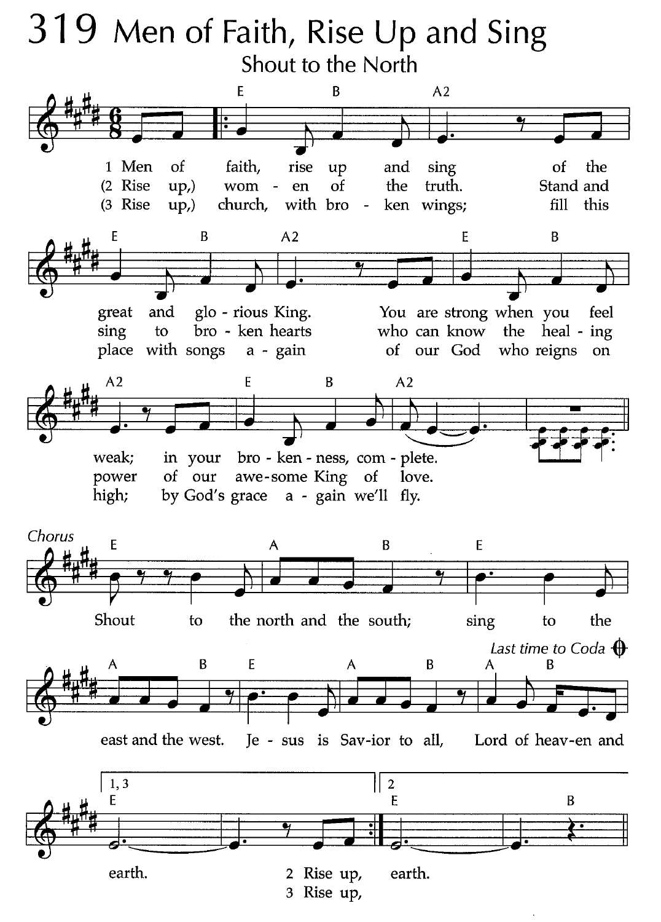# 319 Men of Faith, Rise Up and Sing

## Shout to the North

1 Men of faith, rise up and sing of the great and glorious King. You are strong when you feel weak; in your broken-ness, complete.

(2 Rise up,) women of the truth. Stand and sing to broken hearts who can know the healing power of our awesome King of love.

(3 Rise up,) church, with broken wings; fill this place with songs again of our God who reigns on high; by God's grace again we'll fly.

*Chorus*

Shout to the north and the south; sing to the east and the west. Jesus is Savior to all, Lord of heaven and earth.

*Last time to Coda*

1, 3: earth. 2 Rise up, 3 Rise up,

2: earth.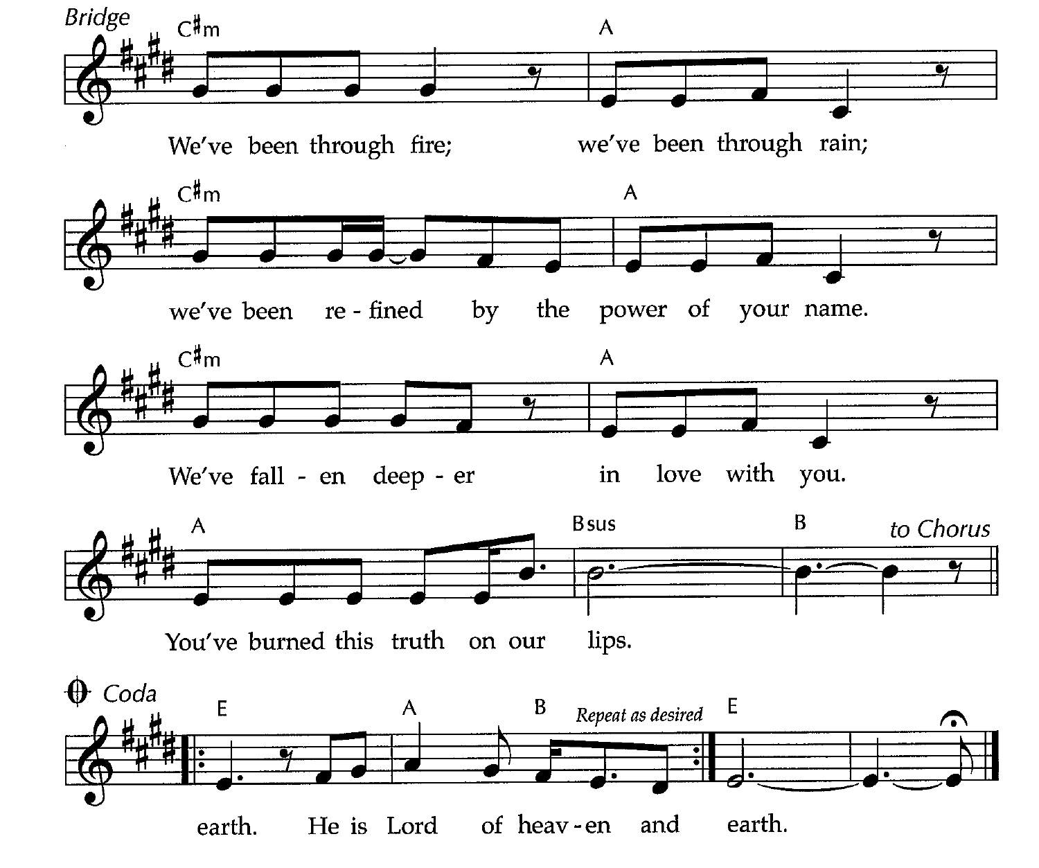*Bridge*

C♯m A
We've been through fire; we've been through rain;

C♯m A
we've been re - fined by the power of your name.

C♯m A
We've fall - en deep - er in love with you.

A Bsus B *to Chorus*
You've burned this truth on our lips.

*Coda*

E A B *Repeat as desired* E
earth. He is Lord of heav - en and earth.